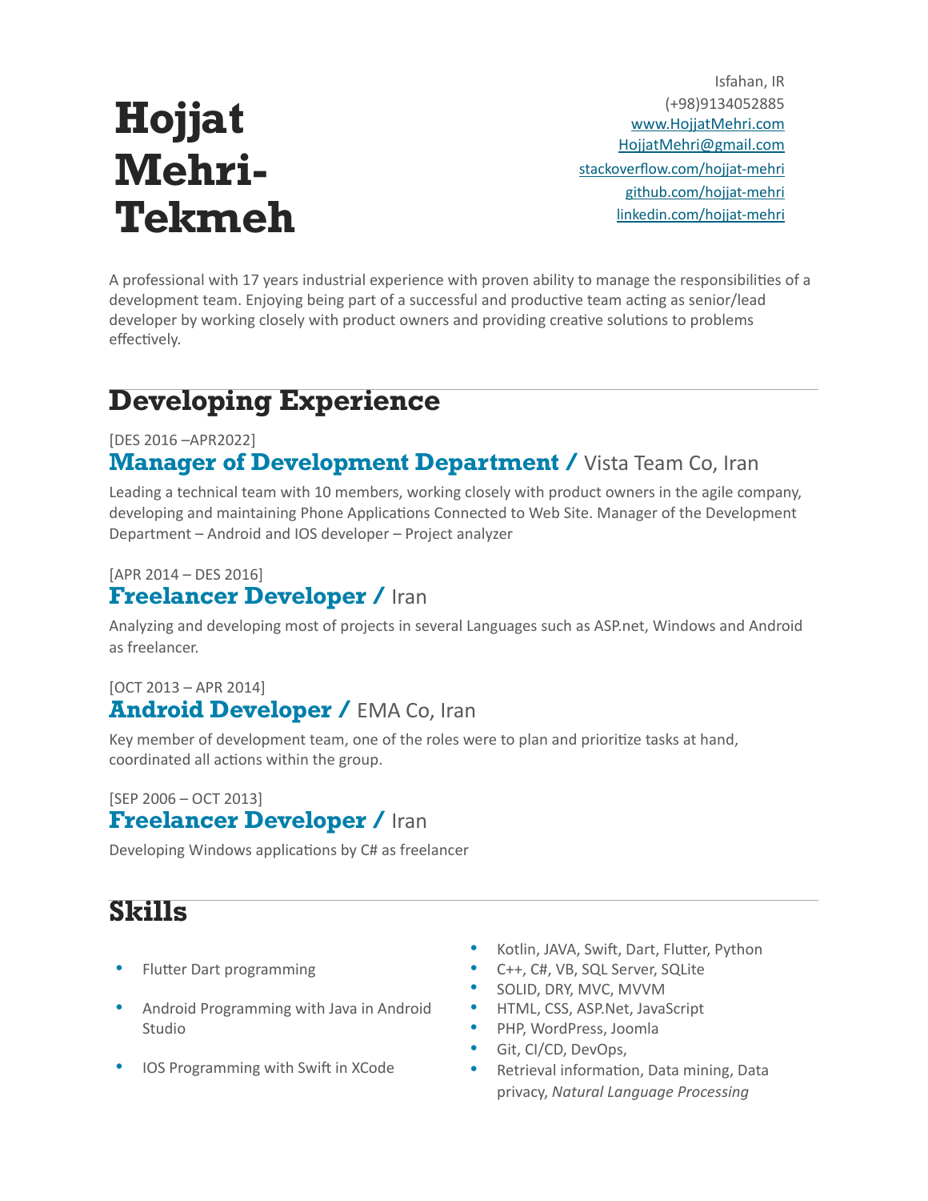# Hojjat Mehri-Tekmeh

Isfahan, IR
(+98)9134052885
[www.HojjatMehri.com](http://www.HojjatMehri.com)
[HojjatMehri@gmail.com](mailto:HojjatMehri@gmail.com)
[stackoverflow.com/hojjat-mehri](http://stackoverflow.com/hojjat-mehri)
[github.com/hojjat-mehri](http://github.com/hojjat-mehri)
[linkedin.com/hojjat-mehri](http://linkedin.com/hojjat-mehri)

A professional with 17 years industrial experience with proven ability to manage the responsibilities of a development team. Enjoying being part of a successful and productive team acting as senior/lead developer by working closely with product owners and providing creative solutions to problems effectively.

## Developing Experience

[DES 2016 –APR2022]

### Manager of Development Department / Vista Team Co, Iran

Leading a technical team with 10 members, working closely with product owners in the agile company, developing and maintaining Phone Applications Connected to Web Site. Manager of the Development Department – Android and IOS developer – Project analyzer

[APR 2014 – DES 2016]

### Freelancer Developer / Iran

Analyzing and developing most of projects in several Languages such as ASP.net, Windows and Android as freelancer.

[OCT 2013 – APR 2014]

### Android Developer / EMA Co, Iran

Key member of development team, one of the roles were to plan and prioritize tasks at hand, coordinated all actions within the group.

[SEP 2006 – OCT 2013]

### Freelancer Developer / Iran

Developing Windows applications by C# as freelancer

## Skills

- Flutter Dart programming
- Android Programming with Java in Android Studio
- IOS Programming with Swift in XCode
- Kotlin, JAVA, Swift, Dart, Flutter, Python
- C++, C#, VB, SQL Server, SQLite
- SOLID, DRY, MVC, MVVM
- HTML, CSS, ASP.Net, JavaScript
- PHP, WordPress, Joomla
- Git, CI/CD, DevOps,
- Retrieval information, Data mining, Data privacy, *Natural Language Processing*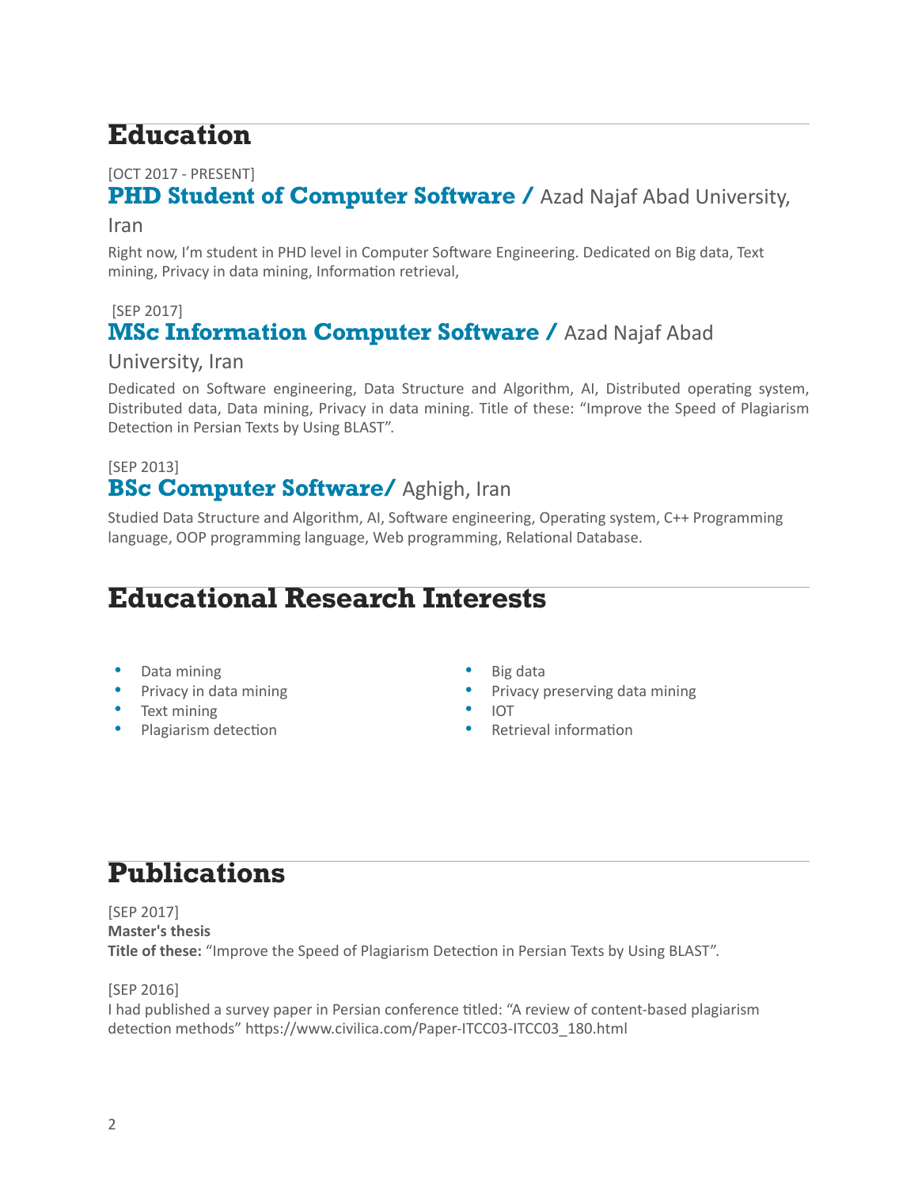# Education

[OCT 2017 - PRESENT]

### PHD Student of Computer Software / Azad Najaf Abad University, Iran

Right now, I'm student in PHD level in Computer Software Engineering. Dedicated on Big data, Text mining, Privacy in data mining, Information retrieval,

[SEP 2017]

### MSc Information Computer Software / Azad Najaf Abad University, Iran

Dedicated on Software engineering, Data Structure and Algorithm, AI, Distributed operating system, Distributed data, Data mining, Privacy in data mining. Title of these: "Improve the Speed of Plagiarism Detection in Persian Texts by Using BLAST".

[SEP 2013]

### BSc Computer Software/ Aghigh, Iran

Studied Data Structure and Algorithm, AI, Software engineering, Operating system, C++ Programming language, OOP programming language, Web programming, Relational Database.

# Educational Research Interests

- Data mining
- Privacy in data mining
- Text mining
- Plagiarism detection
- Big data
- Privacy preserving data mining
- IOT
- Retrieval information

# Publications

[SEP 2017]
**Master's thesis**
**Title of these:** "Improve the Speed of Plagiarism Detection in Persian Texts by Using BLAST".

[SEP 2016]
I had published a survey paper in Persian conference titled: "A review of content-based plagiarism detection methods" https://www.civilica.com/Paper-ITCC03-ITCC03_180.html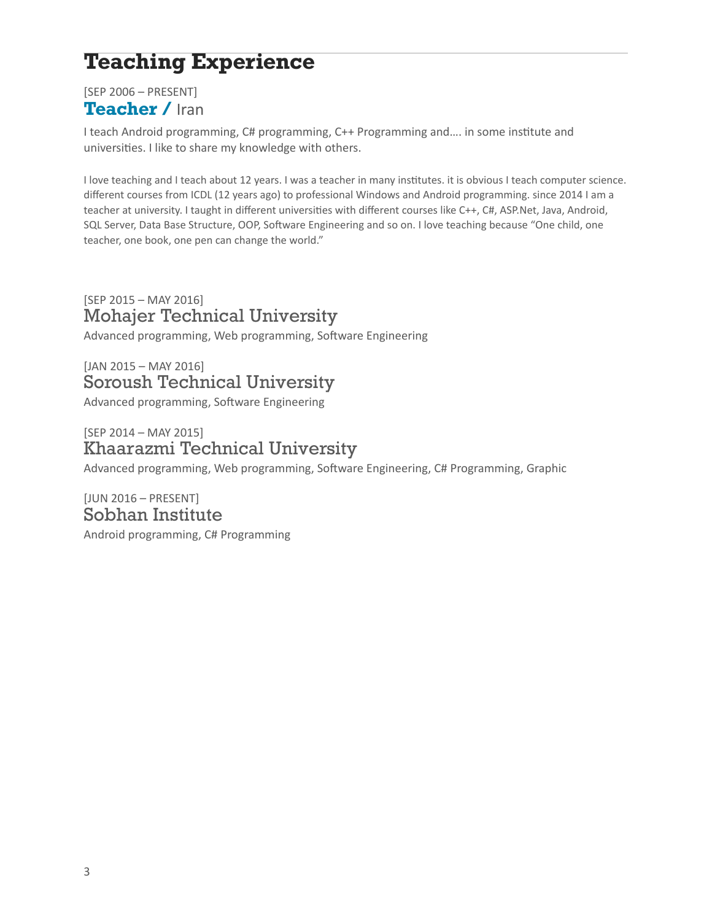# Teaching Experience

[SEP 2006 – PRESENT]

### **Teacher /** Iran

I teach Android programming, C# programming, C++ Programming and…. in some institute and universities. I like to share my knowledge with others.

I love teaching and I teach about 12 years. I was a teacher in many institutes. it is obvious I teach computer science. different courses from ICDL (12 years ago) to professional Windows and Android programming. since 2014 I am a teacher at university. I taught in different universities with different courses like C++, C#, ASP.Net, Java, Android, SQL Server, Data Base Structure, OOP, Software Engineering and so on. I love teaching because "One child, one teacher, one book, one pen can change the world."

[SEP 2015 – MAY 2016]

### Mohajer Technical University

Advanced programming, Web programming, Software Engineering

[JAN 2015 – MAY 2016]

### Soroush Technical University

Advanced programming, Software Engineering

[SEP 2014 – MAY 2015]

### Khaarazmi Technical University

Advanced programming, Web programming, Software Engineering, C# Programming, Graphic

[JUN 2016 – PRESENT]

### Sobhan Institute

Android programming, C# Programming